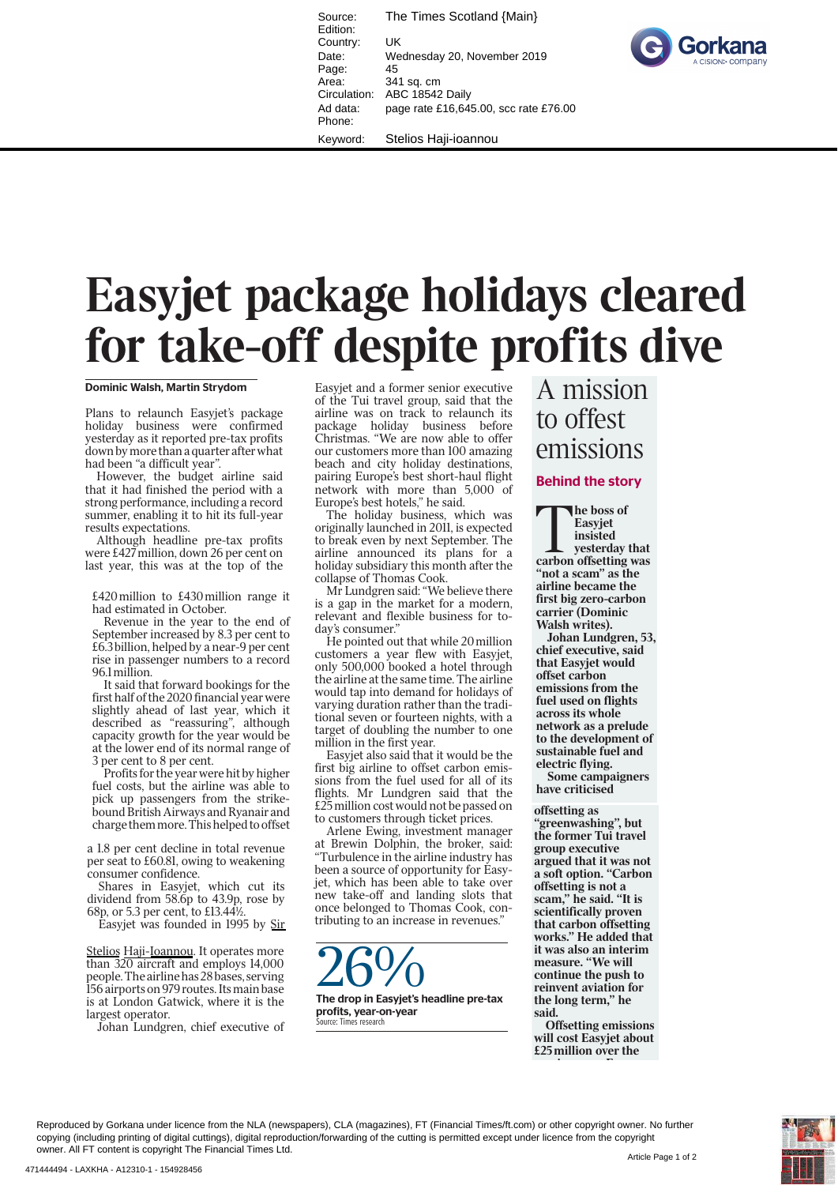# Easyjet package holidays cleared for take-off despite profits dive

**Dominic Walsh, Martin Strydom**

Plans to relaunch Easyjet's package holiday business were confirmed yesterday as it reported pre-tax profits down by more than a quarter after what had been "a difficult year".

However, the budget airline said that it had finished the period with a strong performance, including a record summer, enabling it to hit its full-year results expectations.

Although headline pre-tax profits were £427 million, down 26 per cent on last year, this was at the top of the £420 million to £430 million range it had estimated in October.

Revenue in the year to the end of September increased by 8.3 per cent to £6.3 billion, helped by a near-9 per cent rise in passenger numbers to a record 96.1 million.

It said that forward bookings for the first half of the 2020 financial year were slightly ahead of last year, which it described as "reassuring", although capacity growth for the year would be at the lower end of its normal range of 3 per cent to 8 per cent.

Profits for the year were hit by higher fuel costs, but the airline was able to pick up passengers from the strike-bound British Airways and Ryanair and charge them more. This helped to offset a 1.8 per cent decline in total revenue per seat to £60.81, owing to weakening consumer confidence.

Shares in Easyjet, which cut its dividend from 58.6p to 43.9p, rose by 68p, or 5.3 per cent, to £13.44½.

Easyjet was founded in 1995 by Sir Stelios Haji-Ioannou. It operates more than 320 aircraft and employs 14,000 people. The airline has 28 bases, serving 156 airports on 979 routes. Its main base is at London Gatwick, where it is the largest operator.

Johan Lundgren, chief executive of Easyjet and a former senior executive of the Tui travel group, said that the airline was on track to relaunch its package holiday business before Christmas. "We are now able to offer our customers more than 100 amazing beach and city holiday destinations, pairing Europe's best short-haul flight network with more than 5,000 of Europe's best hotels," he said.

The holiday business, which was originally launched in 2011, is expected to break even by next September. The airline announced its plans for a holiday subsidiary this month after the collapse of Thomas Cook.

Mr Lundgren said: "We believe there is a gap in the market for a modern, relevant and flexible business for today's consumer."

He pointed out that while 20 million customers a year flew with Easyjet, only 500,000 booked a hotel through the airline at the same time. The airline would tap into demand for holidays of varying duration rather than the traditional seven or fourteen nights, with a target of doubling the number to one million in the first year.

Easyjet also said that it would be the first big airline to offset carbon emissions from the fuel used for all of its flights. Mr Lundgren said that the £25 million cost would not be passed on to customers through ticket prices.

Arlene Ewing, investment manager at Brewin Dolphin, the broker, said: "Turbulence in the airline industry has been a source of opportunity for Easyjet, which has been able to take over new take-off and landing slots that once belonged to Thomas Cook, contributing to an increase in revenues."

**26%**

**The drop in Easyjet's headline pre-tax profits, year-on-year**
Source: Times research

## A mission to offest emissions

**Behind the story**

**The boss of Easyjet insisted yesterday that carbon offsetting was "not a scam" as the airline became the first big zero-carbon carrier (Dominic Walsh writes).**

**Johan Lundgren, 53, chief executive, said that Easyjet would offset carbon emissions from the fuel used on flights across its whole network as a prelude to the development of sustainable fuel and electric flying.**

**Some campaigners have criticised offsetting as "greenwashing", but the former Tui travel group executive argued that it was not a soft option. "Carbon offsetting is not a scam," he said. "It is scientifically proven that carbon offsetting works." He added that it was also an interim measure. "We will continue the push to reinvent aviation for the long term," he said.**

**Offsetting emissions will cost Easyjet about £25 million over the**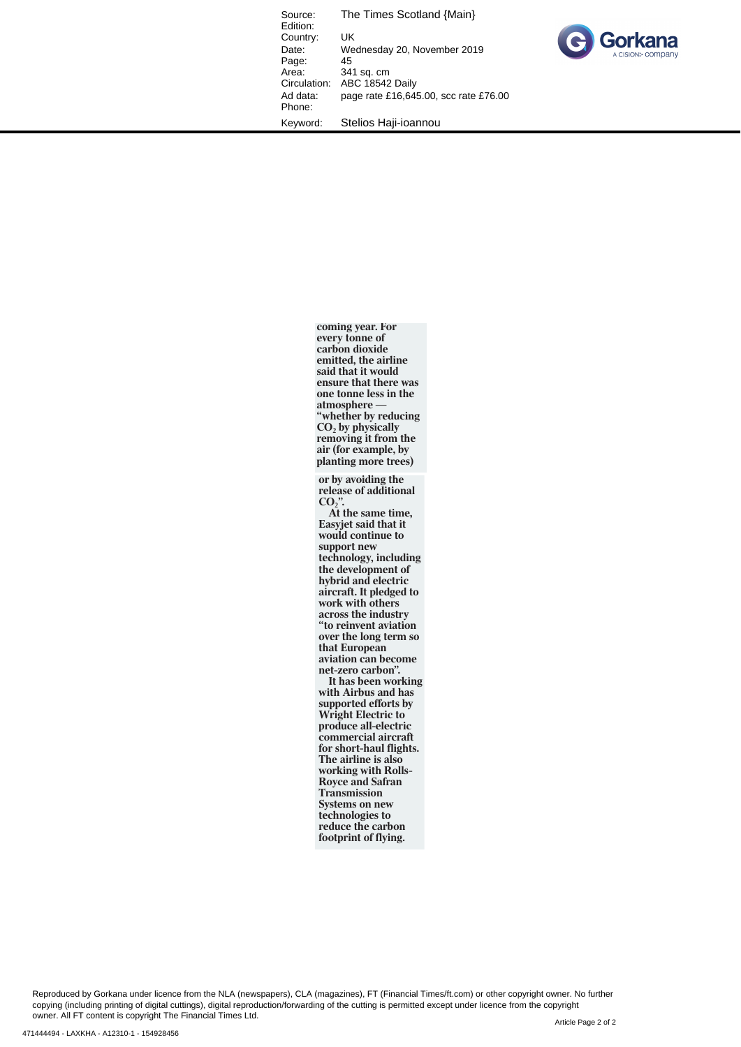coming year. For every tonne of carbon dioxide emitted, the airline said that it would ensure that there was one tonne less in the atmosphere — "whether by reducing $CO_2$ by physically removing it from the air (for example, by planting more trees) or by avoiding the release of additional $CO_2$".

At the same time, Easyjet said that it would continue to support new technology, including the development of hybrid and electric aircraft. It pledged to work with others across the industry "to reinvent aviation over the long term so that European aviation can become net-zero carbon".

It has been working with Airbus and has supported efforts by Wright Electric to produce all-electric commercial aircraft for short-haul flights. The airline is also working with Rolls-Royce and Safran Transmission Systems on new technologies to reduce the carbon footprint of flying.